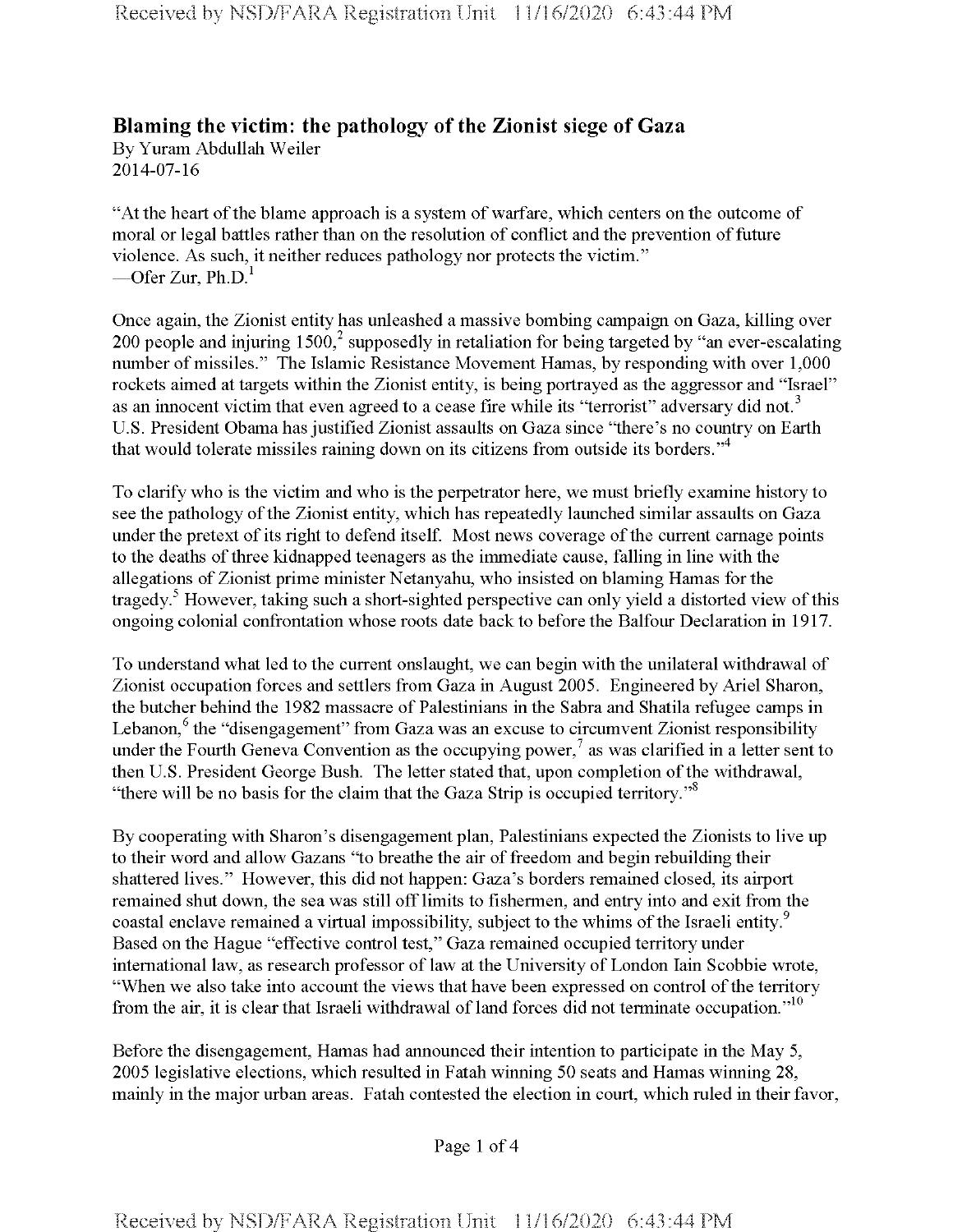## Blaming the victim: the pathology of the Zionist siege of Gaza

By Yuram Abdullah Weiler
2014-07-16

"At the heart of the blame approach is a system of warfare, which centers on the outcome of moral or legal battles rather than on the resolution of conflict and the prevention of future violence. As such, it neither reduces pathology nor protects the victim."
—Ofer Zur, Ph.D.[1]

Once again, the Zionist entity has unleashed a massive bombing campaign on Gaza, killing over 200 people and injuring 1500,[2] supposedly in retaliation for being targeted by "an ever-escalating number of missiles." The Islamic Resistance Movement Hamas, by responding with over 1,000 rockets aimed at targets within the Zionist entity, is being portrayed as the aggressor and "Israel" as an innocent victim that even agreed to a cease fire while its "terrorist" adversary did not.[3] U.S. President Obama has justified Zionist assaults on Gaza since "there's no country on Earth that would tolerate missiles raining down on its citizens from outside its borders."[4]

To clarify who is the victim and who is the perpetrator here, we must briefly examine history to see the pathology of the Zionist entity, which has repeatedly launched similar assaults on Gaza under the pretext of its right to defend itself. Most news coverage of the current carnage points to the deaths of three kidnapped teenagers as the immediate cause, falling in line with the allegations of Zionist prime minister Netanyahu, who insisted on blaming Hamas for the tragedy.[5] However, taking such a short-sighted perspective can only yield a distorted view of this ongoing colonial confrontation whose roots date back to before the Balfour Declaration in 1917.

To understand what led to the current onslaught, we can begin with the unilateral withdrawal of Zionist occupation forces and settlers from Gaza in August 2005. Engineered by Ariel Sharon, the butcher behind the 1982 massacre of Palestinians in the Sabra and Shatila refugee camps in Lebanon,[6] the "disengagement" from Gaza was an excuse to circumvent Zionist responsibility under the Fourth Geneva Convention as the occupying power,[7] as was clarified in a letter sent to then U.S. President George Bush. The letter stated that, upon completion of the withdrawal, "there will be no basis for the claim that the Gaza Strip is occupied territory."[8]

By cooperating with Sharon's disengagement plan, Palestinians expected the Zionists to live up to their word and allow Gazans "to breathe the air of freedom and begin rebuilding their shattered lives." However, this did not happen: Gaza's borders remained closed, its airport remained shut down, the sea was still off limits to fishermen, and entry into and exit from the coastal enclave remained a virtual impossibility, subject to the whims of the Israeli entity.[9] Based on the Hague "effective control test," Gaza remained occupied territory under international law, as research professor of law at the University of London Iain Scobbie wrote, "When we also take into account the views that have been expressed on control of the territory from the air, it is clear that Israeli withdrawal of land forces did not terminate occupation."[10]

Before the disengagement, Hamas had announced their intention to participate in the May 5, 2005 legislative elections, which resulted in Fatah winning 50 seats and Hamas winning 28, mainly in the major urban areas. Fatah contested the election in court, which ruled in their favor,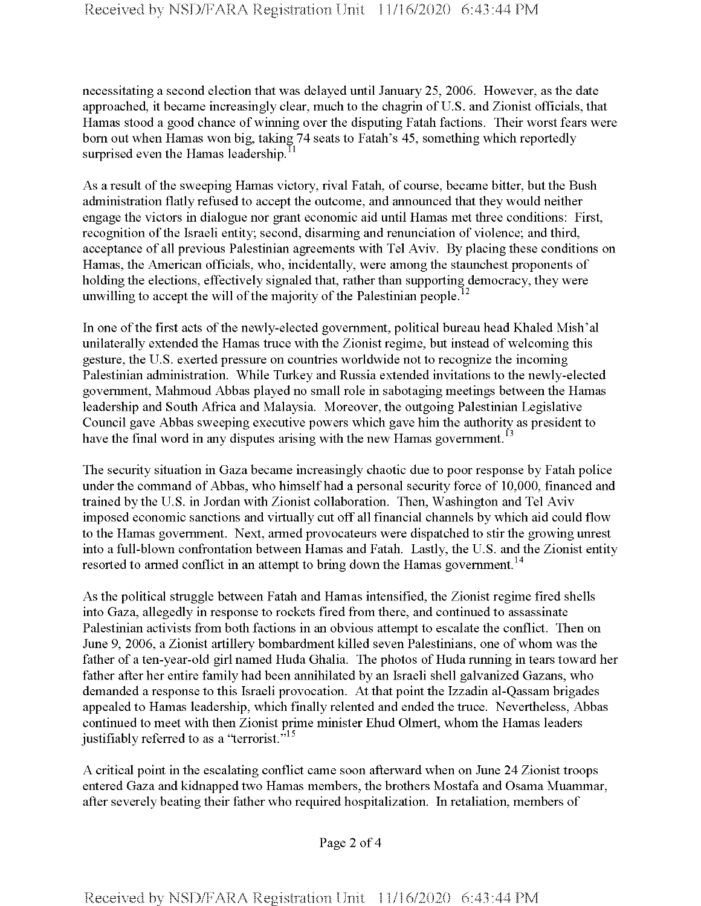necessitating a second election that was delayed until January 25, 2006. However, as the date approached, it became increasingly clear, much to the chagrin of U.S. and Zionist officials, that Hamas stood a good chance of winning over the disputing Fatah factions. Their worst fears were born out when Hamas won big, taking 74 seats to Fatah's 45, something which reportedly surprised even the Hamas leadership.[11]

As a result of the sweeping Hamas victory, rival Fatah, of course, became bitter, but the Bush administration flatly refused to accept the outcome, and announced that they would neither engage the victors in dialogue nor grant economic aid until Hamas met three conditions: First, recognition of the Israeli entity; second, disarming and renunciation of violence; and third, acceptance of all previous Palestinian agreements with Tel Aviv. By placing these conditions on Hamas, the American officials, who, incidentally, were among the staunchest proponents of holding the elections, effectively signaled that, rather than supporting democracy, they were unwilling to accept the will of the majority of the Palestinian people.[12]

In one of the first acts of the newly-elected government, political bureau head Khaled Mish'al unilaterally extended the Hamas truce with the Zionist regime, but instead of welcoming this gesture, the U.S. exerted pressure on countries worldwide not to recognize the incoming Palestinian administration. While Turkey and Russia extended invitations to the newly-elected government, Mahmoud Abbas played no small role in sabotaging meetings between the Hamas leadership and South Africa and Malaysia. Moreover, the outgoing Palestinian Legislative Council gave Abbas sweeping executive powers which gave him the authority as president to have the final word in any disputes arising with the new Hamas government.[13]

The security situation in Gaza became increasingly chaotic due to poor response by Fatah police under the command of Abbas, who himself had a personal security force of 10,000, financed and trained by the U.S. in Jordan with Zionist collaboration. Then, Washington and Tel Aviv imposed economic sanctions and virtually cut off all financial channels by which aid could flow to the Hamas government. Next, armed provocateurs were dispatched to stir the growing unrest into a full-blown confrontation between Hamas and Fatah. Lastly, the U.S. and the Zionist entity resorted to armed conflict in an attempt to bring down the Hamas government.[14]

As the political struggle between Fatah and Hamas intensified, the Zionist regime fired shells into Gaza, allegedly in response to rockets fired from there, and continued to assassinate Palestinian activists from both factions in an obvious attempt to escalate the conflict. Then on June 9, 2006, a Zionist artillery bombardment killed seven Palestinians, one of whom was the father of a ten-year-old girl named Huda Ghalia. The photos of Huda running in tears toward her father after her entire family had been annihilated by an Israeli shell galvanized Gazans, who demanded a response to this Israeli provocation. At that point the Izzadin al-Qassam brigades appealed to Hamas leadership, which finally relented and ended the truce. Nevertheless, Abbas continued to meet with then Zionist prime minister Ehud Olmert, whom the Hamas leaders justifiably referred to as a "terrorist."[15]

A critical point in the escalating conflict came soon afterward when on June 24 Zionist troops entered Gaza and kidnapped two Hamas members, the brothers Mostafa and Osama Muammar, after severely beating their father who required hospitalization. In retaliation, members of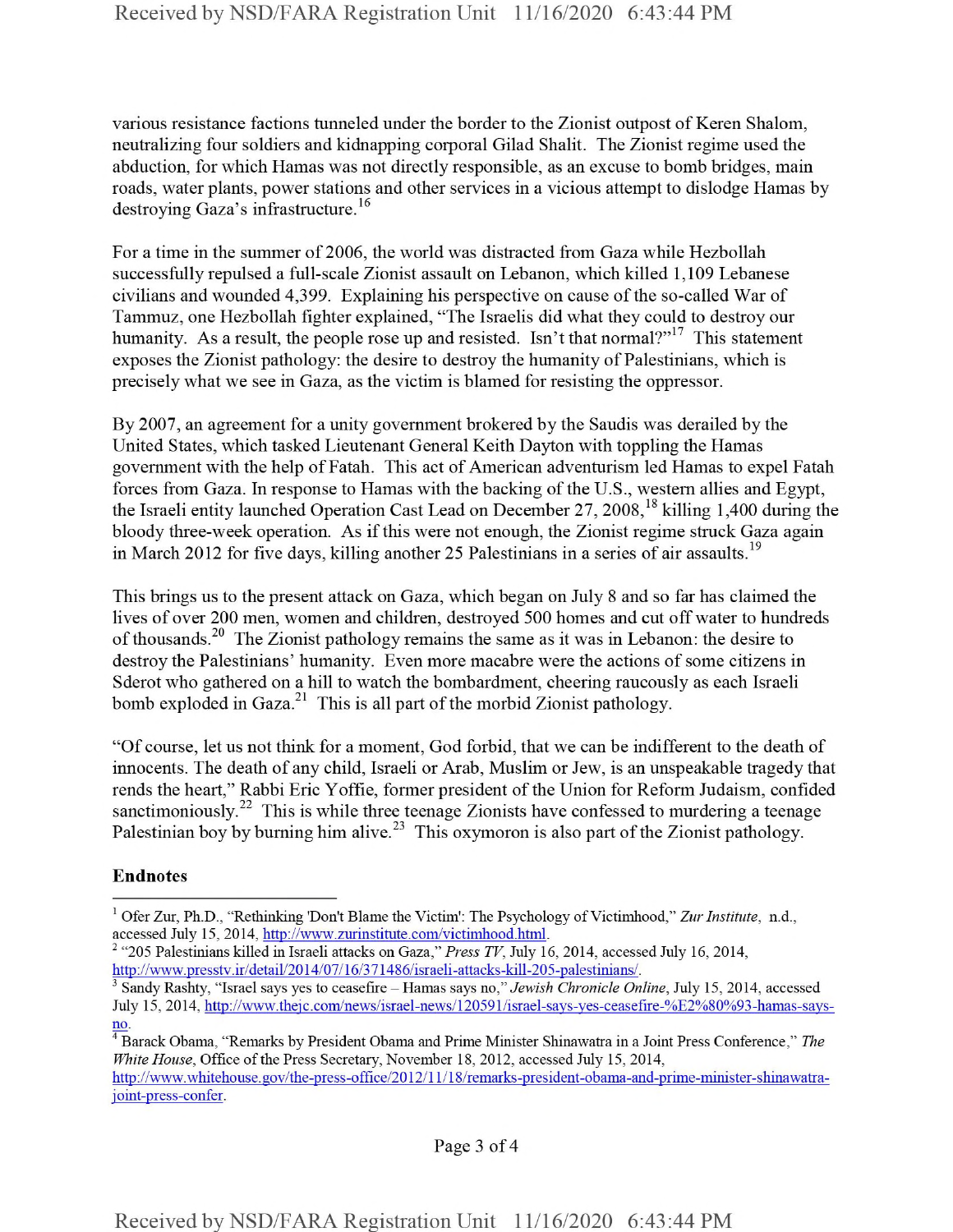various resistance factions tunneled under the border to the Zionist outpost of Keren Shalom, neutralizing four soldiers and kidnapping corporal Gilad Shalit. The Zionist regime used the abduction, for which Hamas was not directly responsible, as an excuse to bomb bridges, main roads, water plants, power stations and other services in a vicious attempt to dislodge Hamas by destroying Gaza's infrastructure.[16]

For a time in the summer of 2006, the world was distracted from Gaza while Hezbollah successfully repulsed a full-scale Zionist assault on Lebanon, which killed 1,109 Lebanese civilians and wounded 4,399. Explaining his perspective on cause of the so-called War of Tammuz, one Hezbollah fighter explained, "The Israelis did what they could to destroy our humanity. As a result, the people rose up and resisted. Isn't that normal?"[17] This statement exposes the Zionist pathology: the desire to destroy the humanity of Palestinians, which is precisely what we see in Gaza, as the victim is blamed for resisting the oppressor.

By 2007, an agreement for a unity government brokered by the Saudis was derailed by the United States, which tasked Lieutenant General Keith Dayton with toppling the Hamas government with the help of Fatah. This act of American adventurism led Hamas to expel Fatah forces from Gaza. In response to Hamas with the backing of the U.S., western allies and Egypt, the Israeli entity launched Operation Cast Lead on December 27, 2008,[18] killing 1,400 during the bloody three-week operation. As if this were not enough, the Zionist regime struck Gaza again in March 2012 for five days, killing another 25 Palestinians in a series of air assaults.[19]

This brings us to the present attack on Gaza, which began on July 8 and so far has claimed the lives of over 200 men, women and children, destroyed 500 homes and cut off water to hundreds of thousands.[20] The Zionist pathology remains the same as it was in Lebanon: the desire to destroy the Palestinians' humanity. Even more macabre were the actions of some citizens in Sderot who gathered on a hill to watch the bombardment, cheering raucously as each Israeli bomb exploded in Gaza.[21] This is all part of the morbid Zionist pathology.

"Of course, let us not think for a moment, God forbid, that we can be indifferent to the death of innocents. The death of any child, Israeli or Arab, Muslim or Jew, is an unspeakable tragedy that rends the heart," Rabbi Eric Yoffie, former president of the Union for Reform Judaism, confided sanctimoniously.[22] This is while three teenage Zionists have confessed to murdering a teenage Palestinian boy by burning him alive.[23] This oxymoron is also part of the Zionist pathology.

**Endnotes**

---

[1] Ofer Zur, Ph.D., "Rethinking 'Don't Blame the Victim': The Psychology of Victimhood," *Zur Institute*, n.d., accessed July 15, 2014, http://www.zurinstitute.com/victimhood.html.

[2] "205 Palestinians killed in Israeli attacks on Gaza," *Press TV*, July 16, 2014, accessed July 16, 2014, http://www.presstv.ir/detail/2014/07/16/371486/israeli-attacks-kill-205-palestinians/.

[3] Sandy Rashty, "Israel says yes to ceasefire – Hamas says no," *Jewish Chronicle Online*, July 15, 2014, accessed July 15, 2014, http://www.thejc.com/news/israel-news/120591/israel-says-yes-ceasefire-%E2%80%93-hamas-says-no.

[4] Barack Obama, "Remarks by President Obama and Prime Minister Shinawatra in a Joint Press Conference," *The White House*, Office of the Press Secretary, November 18, 2012, accessed July 15, 2014, http://www.whitehouse.gov/the-press-office/2012/11/18/remarks-president-obama-and-prime-minister-shinawatra-joint-press-confer.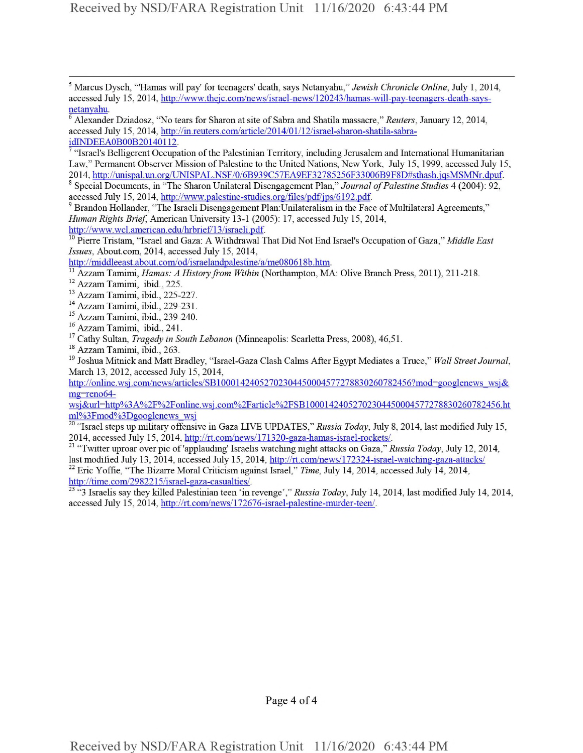---

[5] Marcus Dysch, "'Hamas will pay' for teenagers' death, says Netanyahu," *Jewish Chronicle Online*, July 1, 2014, accessed July 15, 2014, http://www.thejc.com/news/israel-news/120243/hamas-will-pay-teenagers-death-says-netanyahu.

[6] Alexander Dziadosz, "No tears for Sharon at site of Sabra and Shatila massacre," *Reuters*, January 12, 2014, accessed July 15, 2014, http://in.reuters.com/article/2014/01/12/israel-sharon-shatila-sabra-idINDEEA0B00B20140112.

[7] "Israel's Belligerent Occupation of the Palestinian Territory, including Jerusalem and International Humanitarian Law," Permanent Observer Mission of Palestine to the United Nations, New York, July 15, 1999, accessed July 15, 2014, http://unispal.un.org/UNISPAL.NSF/0/6B939C57EA9EF32785256F33006B9F8D#sthash.jqsMSMNr.dpuf.

[8] Special Documents, in "The Sharon Unilateral Disengagement Plan," *Journal of Palestine Studies* 4 (2004): 92, accessed July 15, 2014, http://www.palestine-studies.org/files/pdf/jps/6192.pdf.

[9] Brandon Hollander, "The Israeli Disengagement Plan:Unilateralism in the Face of Multilateral Agreements," *Human Rights Brief*, American University 13-1 (2005): 17, accessed July 15, 2014, http://www.wcl.american.edu/hrbrief/13/israeli.pdf.

[10] Pierre Tristam, "Israel and Gaza: A Withdrawal That Did Not End Israel's Occupation of Gaza," *Middle East Issues*, About.com, 2014, accessed July 15, 2014, http://middleeast.about.com/od/israelandpalestine/a/me080618b.htm.

[11] Azzam Tamimi, *Hamas: A History from Within* (Northampton, MA: Olive Branch Press, 2011), 211-218.

[12] Azzam Tamimi, ibid., 225.

[13] Azzam Tamimi, ibid., 225-227.

[14] Azzam Tamimi, ibid., 229-231.

[15] Azzam Tamimi, ibid., 239-240.

[16] Azzam Tamimi, ibid., 241.

[17] Cathy Sultan, *Tragedy in South Lebanon* (Minneapolis: Scarletta Press, 2008), 46,51.

[18] Azzam Tamimi, ibid., 263.

[19] Joshua Mitnick and Matt Bradley, "Israel-Gaza Clash Calms After Egypt Mediates a Truce," *Wall Street Journal*, March 13, 2012, accessed July 15, 2014, http://online.wsj.com/news/articles/SB10001424052702304450004577278830260782456?mod=googlenews_wsj&mg=reno64-wsj&url=http%3A%2F%2Fonline.wsj.com%2Farticle%2FSB10001424052702304450004577278830260782456.html%3Fmod%3Dgooglenews_wsj

[20] "Israel steps up military offensive in Gaza LIVE UPDATES," *Russia Today*, July 8, 2014, last modified July 15, 2014, accessed July 15, 2014, http://rt.com/news/171320-gaza-hamas-israel-rockets/.

[21] "Twitter uproar over pic of 'applauding' Israelis watching night attacks on Gaza," *Russia Today*, July 12, 2014, last modified July 13, 2014, accessed July 15, 2014, http://rt.com/news/172324-israel-watching-gaza-attacks/

[22] Eric Yoffie, "The Bizarre Moral Criticism against Israel," *Time*, July 14, 2014, accessed July 14, 2014, http://time.com/2982215/israel-gaza-casualties/.

[23] "3 Israelis say they killed Palestinian teen 'in revenge'," *Russia Today*, July 14, 2014, last modified July 14, 2014, accessed July 15, 2014, http://rt.com/news/172676-israel-palestine-murder-teen/.